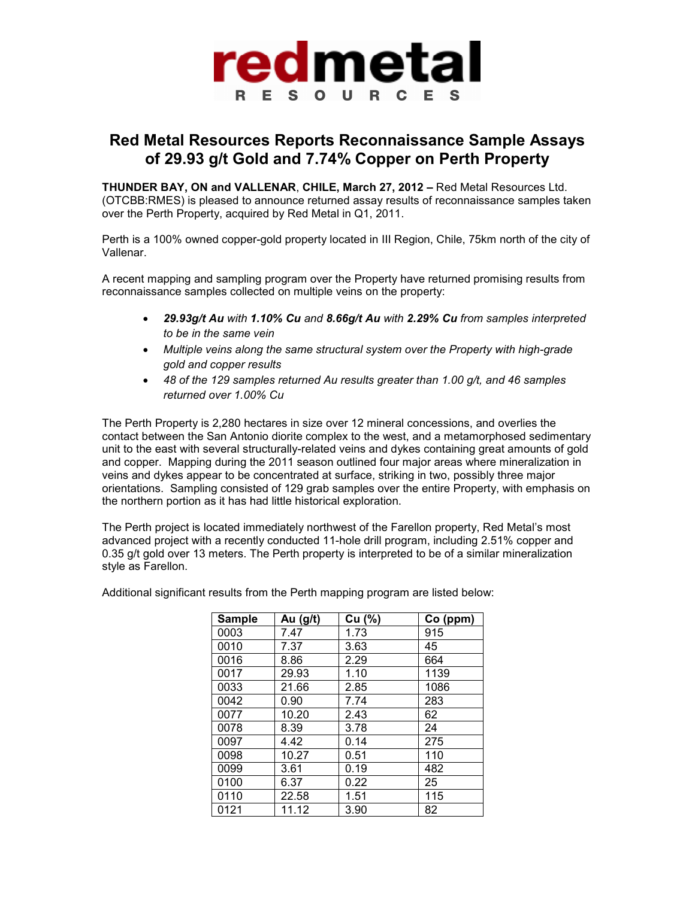**redmetal**
RESOURCES

# Red Metal Resources Reports Reconnaissance Sample Assays of 29.93 g/t Gold and 7.74% Copper on Perth Property

**THUNDER BAY, ON and VALLENAR, CHILE, March 27, 2012 –** Red Metal Resources Ltd. (OTCBB:RMES) is pleased to announce returned assay results of reconnaissance samples taken over the Perth Property, acquired by Red Metal in Q1, 2011.

Perth is a 100% owned copper-gold property located in III Region, Chile, 75km north of the city of Vallenar.

A recent mapping and sampling program over the Property have returned promising results from reconnaissance samples collected on multiple veins on the property:

- ***29.93g/t Au** with **1.10% Cu** and **8.66g/t Au** with **2.29% Cu** from samples interpreted to be in the same vein*
- *Multiple veins along the same structural system over the Property with high-grade gold and copper results*
- *48 of the 129 samples returned Au results greater than 1.00 g/t, and 46 samples returned over 1.00% Cu*

The Perth Property is 2,280 hectares in size over 12 mineral concessions, and overlies the contact between the San Antonio diorite complex to the west, and a metamorphosed sedimentary unit to the east with several structurally-related veins and dykes containing great amounts of gold and copper. Mapping during the 2011 season outlined four major areas where mineralization in veins and dykes appear to be concentrated at surface, striking in two, possibly three major orientations. Sampling consisted of 129 grab samples over the entire Property, with emphasis on the northern portion as it has had little historical exploration.

The Perth project is located immediately northwest of the Farellon property, Red Metal's most advanced project with a recently conducted 11-hole drill program, including 2.51% copper and 0.35 g/t gold over 13 meters. The Perth property is interpreted to be of a similar mineralization style as Farellon.

Additional significant results from the Perth mapping program are listed below:

| Sample | Au (g/t) | Cu (%) | Co (ppm) |
|---|---|---|---|
| 0003 | 7.47 | 1.73 | 915 |
| 0010 | 7.37 | 3.63 | 45 |
| 0016 | 8.86 | 2.29 | 664 |
| 0017 | 29.93 | 1.10 | 1139 |
| 0033 | 21.66 | 2.85 | 1086 |
| 0042 | 0.90 | 7.74 | 283 |
| 0077 | 10.20 | 2.43 | 62 |
| 0078 | 8.39 | 3.78 | 24 |
| 0097 | 4.42 | 0.14 | 275 |
| 0098 | 10.27 | 0.51 | 110 |
| 0099 | 3.61 | 0.19 | 482 |
| 0100 | 6.37 | 0.22 | 25 |
| 0110 | 22.58 | 1.51 | 115 |
| 0121 | 11.12 | 3.90 | 82 |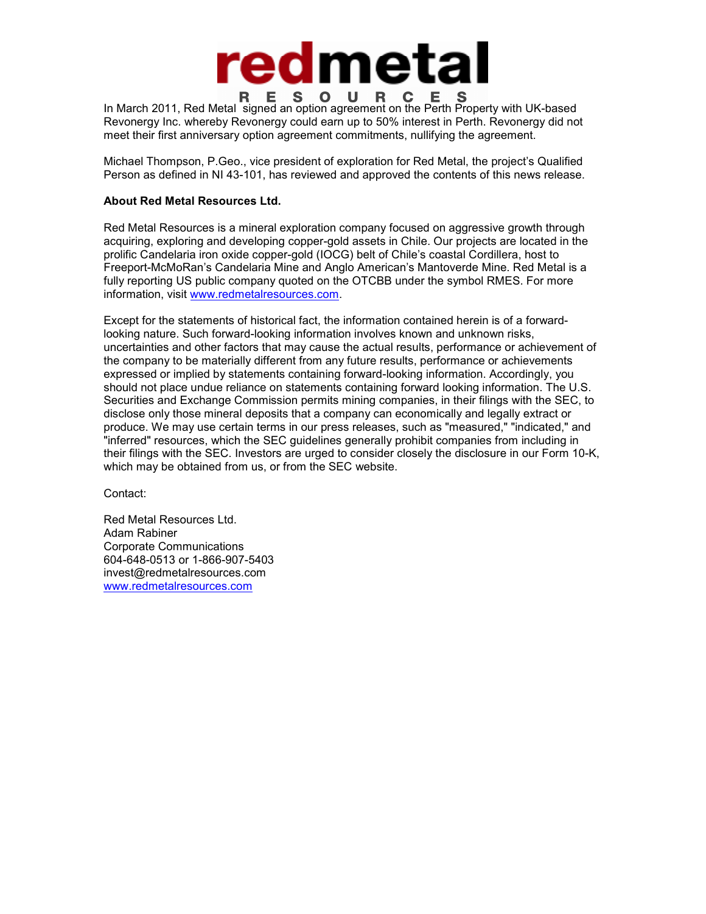In March 2011, Red Metal signed an option agreement on the Perth Property with UK-based Revonergy Inc. whereby Revonergy could earn up to 50% interest in Perth. Revonergy did not meet their first anniversary option agreement commitments, nullifying the agreement.

Michael Thompson, P.Geo., vice president of exploration for Red Metal, the project's Qualified Person as defined in NI 43-101, has reviewed and approved the contents of this news release.

**About Red Metal Resources Ltd.**

Red Metal Resources is a mineral exploration company focused on aggressive growth through acquiring, exploring and developing copper-gold assets in Chile. Our projects are located in the prolific Candelaria iron oxide copper-gold (IOCG) belt of Chile's coastal Cordillera, host to Freeport-McMoRan's Candelaria Mine and Anglo American's Mantoverde Mine. Red Metal is a fully reporting US public company quoted on the OTCBB under the symbol RMES. For more information, visit www.redmetalresources.com.

Except for the statements of historical fact, the information contained herein is of a forward-looking nature. Such forward-looking information involves known and unknown risks, uncertainties and other factors that may cause the actual results, performance or achievement of the company to be materially different from any future results, performance or achievements expressed or implied by statements containing forward-looking information. Accordingly, you should not place undue reliance on statements containing forward looking information. The U.S. Securities and Exchange Commission permits mining companies, in their filings with the SEC, to disclose only those mineral deposits that a company can economically and legally extract or produce. We may use certain terms in our press releases, such as "measured," "indicated," and "inferred" resources, which the SEC guidelines generally prohibit companies from including in their filings with the SEC. Investors are urged to consider closely the disclosure in our Form 10-K, which may be obtained from us, or from the SEC website.

Contact:

Red Metal Resources Ltd.
Adam Rabiner
Corporate Communications
604-648-0513 or 1-866-907-5403
invest@redmetalresources.com
www.redmetalresources.com